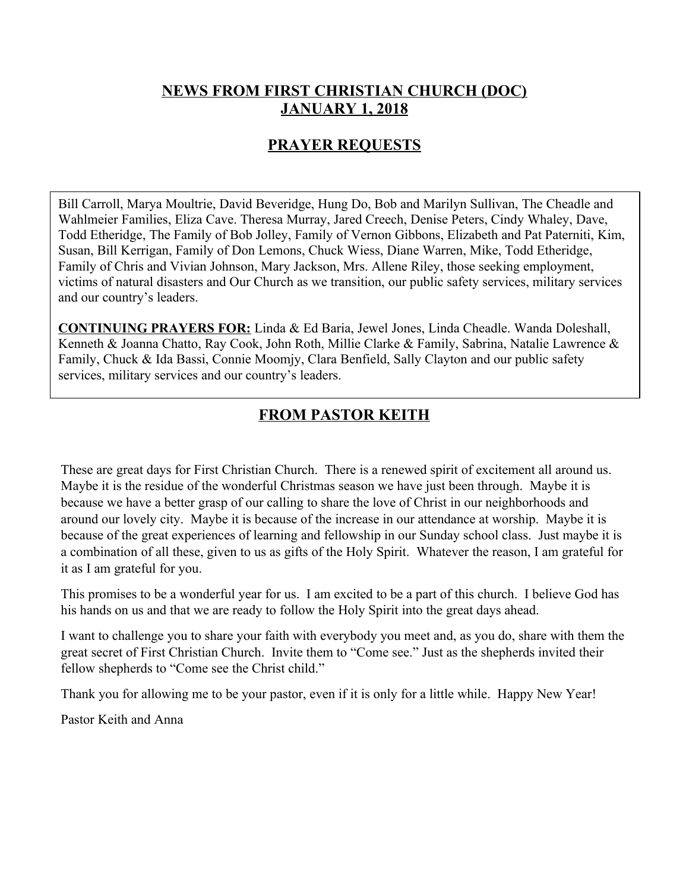# NEWS FROM FIRST CHRISTIAN CHURCH (DOC)
# JANUARY 1, 2018

## PRAYER REQUESTS

Bill Carroll, Marya Moultrie, David Beveridge, Hung Do, Bob and Marilyn Sullivan, The Cheadle and Wahlmeier Families, Eliza Cave. Theresa Murray, Jared Creech, Denise Peters, Cindy Whaley, Dave, Todd Etheridge, The Family of Bob Jolley, Family of Vernon Gibbons, Elizabeth and Pat Paterniti, Kim, Susan, Bill Kerrigan, Family of Don Lemons, Chuck Wiess, Diane Warren, Mike, Todd Etheridge, Family of Chris and Vivian Johnson, Mary Jackson, Mrs. Allene Riley, those seeking employment, victims of natural disasters and Our Church as we transition, our public safety services, military services and our country's leaders.

**CONTINUING PRAYERS FOR:** Linda & Ed Baria, Jewel Jones, Linda Cheadle. Wanda Doleshall, Kenneth & Joanna Chatto, Ray Cook, John Roth, Millie Clarke & Family, Sabrina, Natalie Lawrence & Family, Chuck & Ida Bassi, Connie Moomjy, Clara Benfield, Sally Clayton and our public safety services, military services and our country's leaders.

## FROM PASTOR KEITH

These are great days for First Christian Church. There is a renewed spirit of excitement all around us. Maybe it is the residue of the wonderful Christmas season we have just been through. Maybe it is because we have a better grasp of our calling to share the love of Christ in our neighborhoods and around our lovely city. Maybe it is because of the increase in our attendance at worship. Maybe it is because of the great experiences of learning and fellowship in our Sunday school class. Just maybe it is a combination of all these, given to us as gifts of the Holy Spirit. Whatever the reason, I am grateful for it as I am grateful for you.

This promises to be a wonderful year for us. I am excited to be a part of this church. I believe God has his hands on us and that we are ready to follow the Holy Spirit into the great days ahead.

I want to challenge you to share your faith with everybody you meet and, as you do, share with them the great secret of First Christian Church. Invite them to "Come see." Just as the shepherds invited their fellow shepherds to "Come see the Christ child."

Thank you for allowing me to be your pastor, even if it is only for a little while. Happy New Year!

Pastor Keith and Anna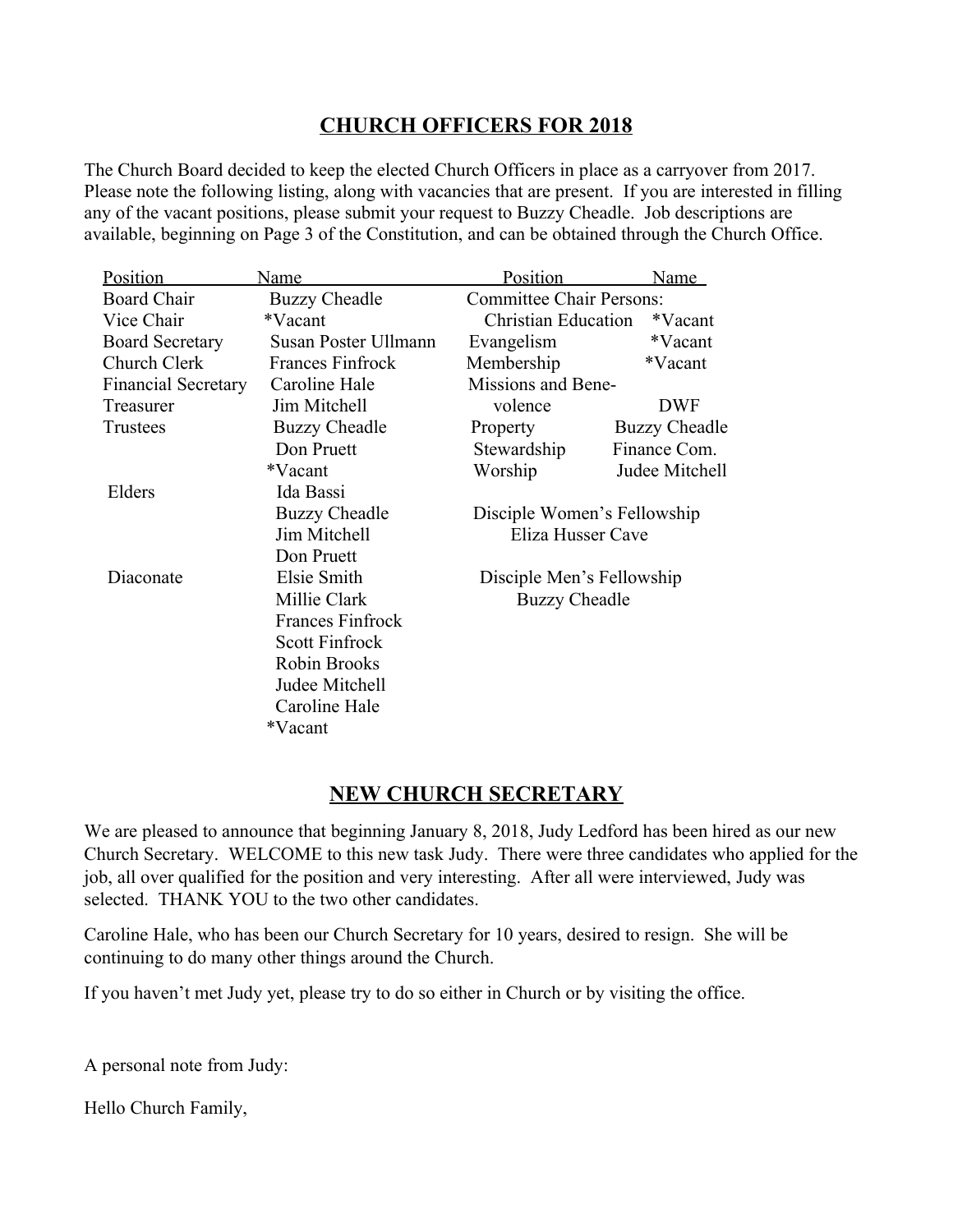## CHURCH OFFICERS FOR 2018

The Church Board decided to keep the elected Church Officers in place as a carryover from 2017. Please note the following listing, along with vacancies that are present. If you are interested in filling any of the vacant positions, please submit your request to Buzzy Cheadle. Job descriptions are available, beginning on Page 3 of the Constitution, and can be obtained through the Church Office.

| Position | Name |
|---|---|
| Board Chair | Buzzy Cheadle |
| Vice Chair | *Vacant |
| Board Secretary | Susan Poster Ullmann |
| Church Clerk | Frances Finfrock |
| Financial Secretary | Caroline Hale |
| Treasurer | Jim Mitchell |
| Trustees | Buzzy Cheadle |
| | Don Pruett |
| | *Vacant |
| Elders | Ida Bassi |
| | Buzzy Cheadle |
| | Jim Mitchell |
| | Don Pruett |
| Diaconate | Elsie Smith |
| | Millie Clark |
| | Frances Finfrock |
| | Scott Finfrock |
| | Robin Brooks |
| | Judee Mitchell |
| | Caroline Hale |
| | *Vacant |

| Position | Name |
|---|---|
| Committee Chair Persons: | |
| Christian Education | *Vacant |
| Evangelism | *Vacant |
| Membership | *Vacant |
| Missions and Benevolence | DWF |
| Property | Buzzy Cheadle |
| Stewardship | Finance Com. |
| Worship | Judee Mitchell |

Disciple Women's Fellowship
Eliza Husser Cave

Disciple Men's Fellowship
Buzzy Cheadle

## NEW CHURCH SECRETARY

We are pleased to announce that beginning January 8, 2018, Judy Ledford has been hired as our new Church Secretary. WELCOME to this new task Judy. There were three candidates who applied for the job, all over qualified for the position and very interesting. After all were interviewed, Judy was selected. THANK YOU to the two other candidates.

Caroline Hale, who has been our Church Secretary for 10 years, desired to resign. She will be continuing to do many other things around the Church.

If you haven't met Judy yet, please try to do so either in Church or by visiting the office.

A personal note from Judy:

Hello Church Family,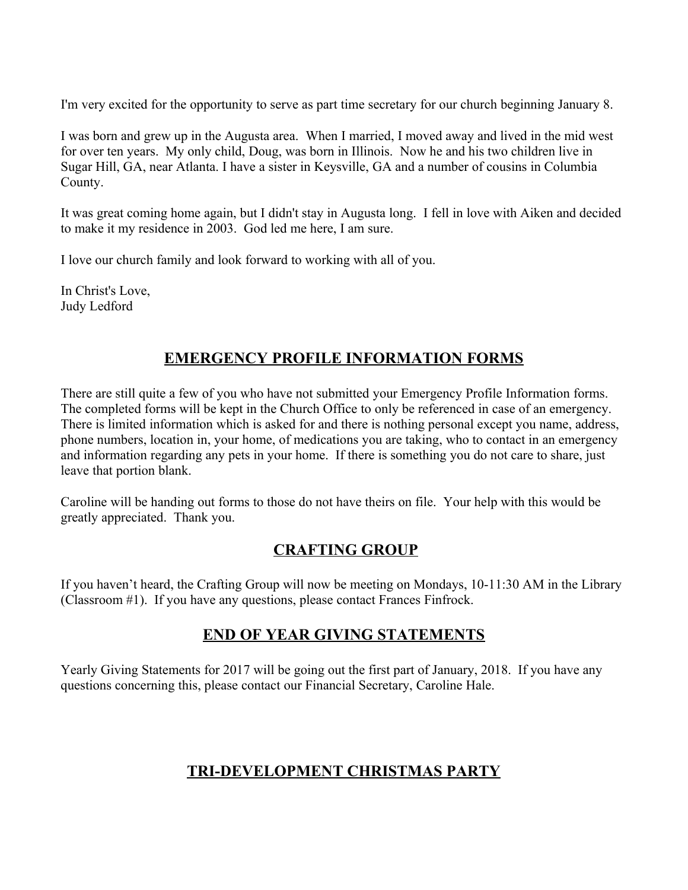I'm very excited for the opportunity to serve as part time secretary for our church beginning January 8.

I was born and grew up in the Augusta area. When I married, I moved away and lived in the mid west for over ten years. My only child, Doug, was born in Illinois. Now he and his two children live in Sugar Hill, GA, near Atlanta. I have a sister in Keysville, GA and a number of cousins in Columbia County.

It was great coming home again, but I didn't stay in Augusta long. I fell in love with Aiken and decided to make it my residence in 2003. God led me here, I am sure.

I love our church family and look forward to working with all of you.

In Christ's Love,
Judy Ledford

## EMERGENCY PROFILE INFORMATION FORMS

There are still quite a few of you who have not submitted your Emergency Profile Information forms. The completed forms will be kept in the Church Office to only be referenced in case of an emergency. There is limited information which is asked for and there is nothing personal except you name, address, phone numbers, location in, your home, of medications you are taking, who to contact in an emergency and information regarding any pets in your home. If there is something you do not care to share, just leave that portion blank.

Caroline will be handing out forms to those do not have theirs on file. Your help with this would be greatly appreciated. Thank you.

## CRAFTING GROUP

If you haven't heard, the Crafting Group will now be meeting on Mondays, 10-11:30 AM in the Library (Classroom #1). If you have any questions, please contact Frances Finfrock.

## END OF YEAR GIVING STATEMENTS

Yearly Giving Statements for 2017 will be going out the first part of January, 2018. If you have any questions concerning this, please contact our Financial Secretary, Caroline Hale.

## TRI-DEVELOPMENT CHRISTMAS PARTY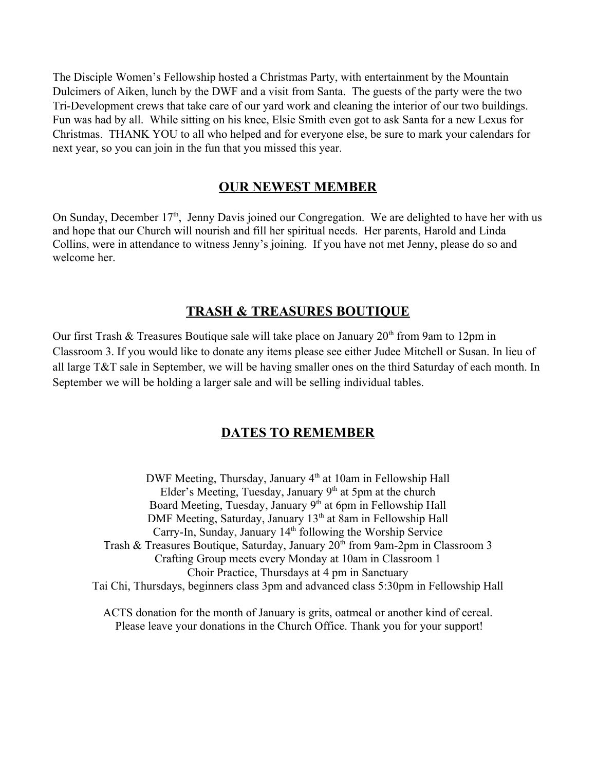The Disciple Women's Fellowship hosted a Christmas Party, with entertainment by the Mountain Dulcimers of Aiken, lunch by the DWF and a visit from Santa. The guests of the party were the two Tri-Development crews that take care of our yard work and cleaning the interior of our two buildings. Fun was had by all. While sitting on his knee, Elsie Smith even got to ask Santa for a new Lexus for Christmas. THANK YOU to all who helped and for everyone else, be sure to mark your calendars for next year, so you can join in the fun that you missed this year.

## OUR NEWEST MEMBER

On Sunday, December 17th, Jenny Davis joined our Congregation. We are delighted to have her with us and hope that our Church will nourish and fill her spiritual needs. Her parents, Harold and Linda Collins, were in attendance to witness Jenny's joining. If you have not met Jenny, please do so and welcome her.

## TRASH & TREASURES BOUTIQUE

Our first Trash & Treasures Boutique sale will take place on January 20th from 9am to 12pm in Classroom 3. If you would like to donate any items please see either Judee Mitchell or Susan. In lieu of all large T&T sale in September, we will be having smaller ones on the third Saturday of each month. In September we will be holding a larger sale and will be selling individual tables.

## DATES TO REMEMBER

DWF Meeting, Thursday, January 4th at 10am in Fellowship Hall
Elder's Meeting, Tuesday, January 9th at 5pm at the church
Board Meeting, Tuesday, January 9th at 6pm in Fellowship Hall
DMF Meeting, Saturday, January 13th at 8am in Fellowship Hall
Carry-In, Sunday, January 14th following the Worship Service
Trash & Treasures Boutique, Saturday, January 20th from 9am-2pm in Classroom 3
Crafting Group meets every Monday at 10am in Classroom 1
Choir Practice, Thursdays at 4 pm in Sanctuary
Tai Chi, Thursdays, beginners class 3pm and advanced class 5:30pm in Fellowship Hall

ACTS donation for the month of January is grits, oatmeal or another kind of cereal.
Please leave your donations in the Church Office. Thank you for your support!